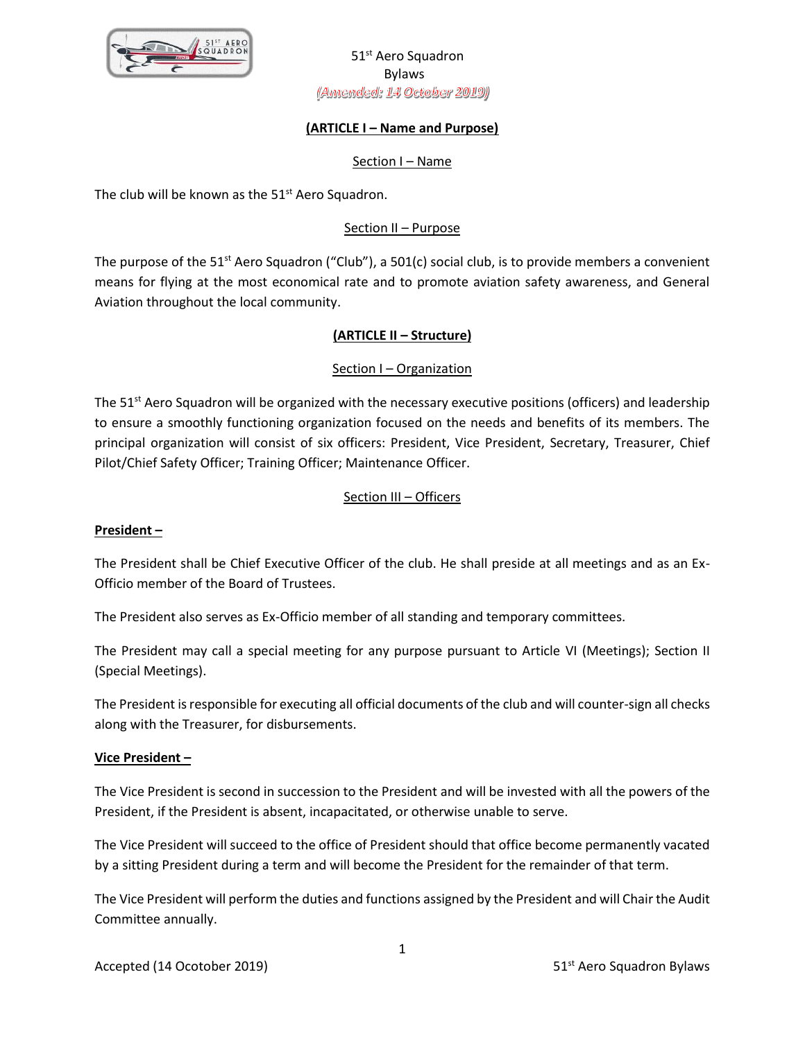51st Aero Squadron
Bylaws
*(Amended: 14 October 2019)*

## (ARTICLE I – Name and Purpose)

### Section I – Name

The club will be known as the 51st Aero Squadron.

### Section II – Purpose

The purpose of the 51st Aero Squadron ("Club"), a 501(c) social club, is to provide members a convenient means for flying at the most economical rate and to promote aviation safety awareness, and General Aviation throughout the local community.

## (ARTICLE II – Structure)

### Section I – Organization

The 51st Aero Squadron will be organized with the necessary executive positions (officers) and leadership to ensure a smoothly functioning organization focused on the needs and benefits of its members. The principal organization will consist of six officers: President, Vice President, Secretary, Treasurer, Chief Pilot/Chief Safety Officer; Training Officer; Maintenance Officer.

### Section III – Officers

**President –**

The President shall be Chief Executive Officer of the club. He shall preside at all meetings and as an Ex-Officio member of the Board of Trustees.

The President also serves as Ex-Officio member of all standing and temporary committees.

The President may call a special meeting for any purpose pursuant to Article VI (Meetings); Section II (Special Meetings).

The President is responsible for executing all official documents of the club and will counter-sign all checks along with the Treasurer, for disbursements.

**Vice President –**

The Vice President is second in succession to the President and will be invested with all the powers of the President, if the President is absent, incapacitated, or otherwise unable to serve.

The Vice President will succeed to the office of President should that office become permanently vacated by a sitting President during a term and will become the President for the remainder of that term.

The Vice President will perform the duties and functions assigned by the President and will Chair the Audit Committee annually.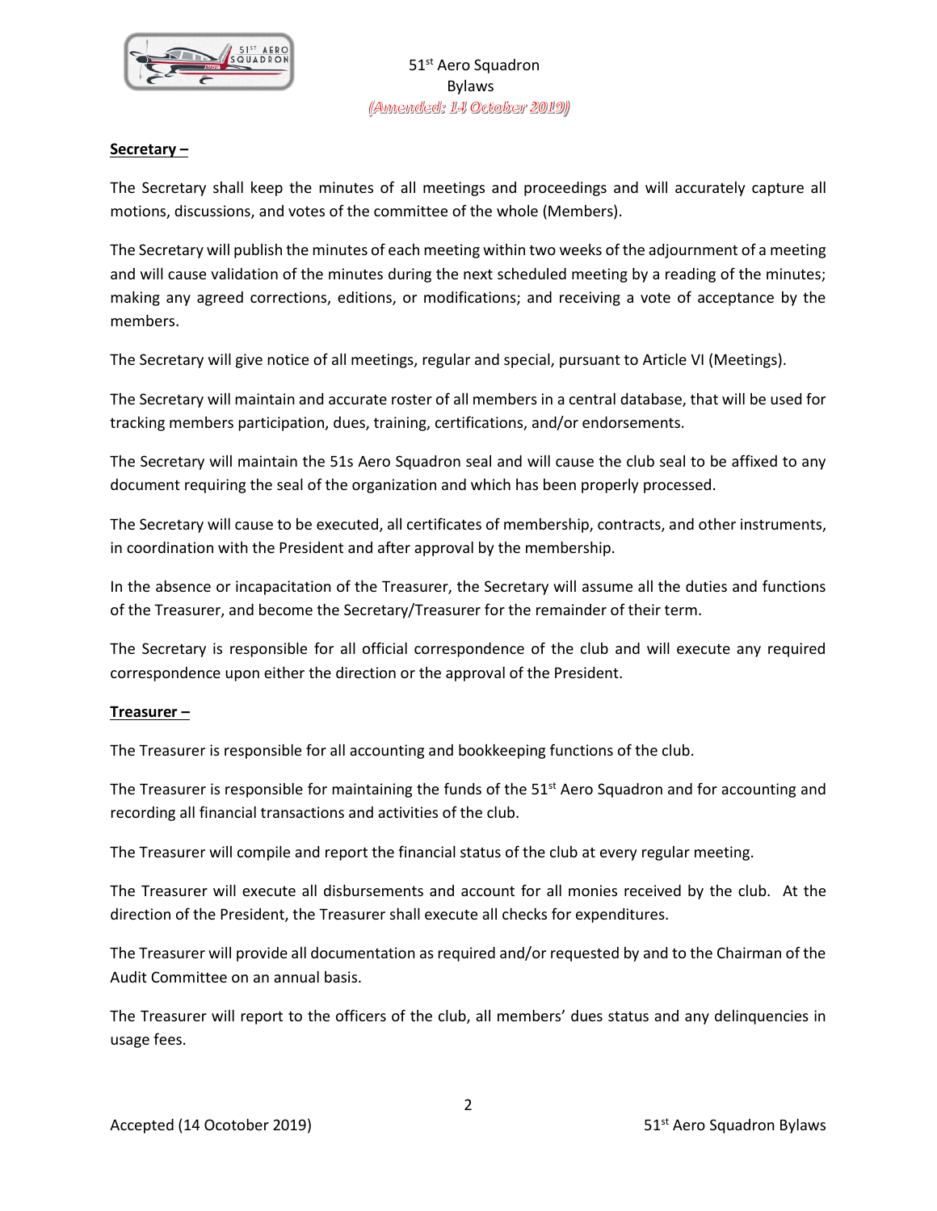**Secretary –**

The Secretary shall keep the minutes of all meetings and proceedings and will accurately capture all motions, discussions, and votes of the committee of the whole (Members).

The Secretary will publish the minutes of each meeting within two weeks of the adjournment of a meeting and will cause validation of the minutes during the next scheduled meeting by a reading of the minutes; making any agreed corrections, editions, or modifications; and receiving a vote of acceptance by the members.

The Secretary will give notice of all meetings, regular and special, pursuant to Article VI (Meetings).

The Secretary will maintain and accurate roster of all members in a central database, that will be used for tracking members participation, dues, training, certifications, and/or endorsements.

The Secretary will maintain the 51s Aero Squadron seal and will cause the club seal to be affixed to any document requiring the seal of the organization and which has been properly processed.

The Secretary will cause to be executed, all certificates of membership, contracts, and other instruments, in coordination with the President and after approval by the membership.

In the absence or incapacitation of the Treasurer, the Secretary will assume all the duties and functions of the Treasurer, and become the Secretary/Treasurer for the remainder of their term.

The Secretary is responsible for all official correspondence of the club and will execute any required correspondence upon either the direction or the approval of the President.

**Treasurer –**

The Treasurer is responsible for all accounting and bookkeeping functions of the club.

The Treasurer is responsible for maintaining the funds of the 51st Aero Squadron and for accounting and recording all financial transactions and activities of the club.

The Treasurer will compile and report the financial status of the club at every regular meeting.

The Treasurer will execute all disbursements and account for all monies received by the club. At the direction of the President, the Treasurer shall execute all checks for expenditures.

The Treasurer will provide all documentation as required and/or requested by and to the Chairman of the Audit Committee on an annual basis.

The Treasurer will report to the officers of the club, all members' dues status and any delinquencies in usage fees.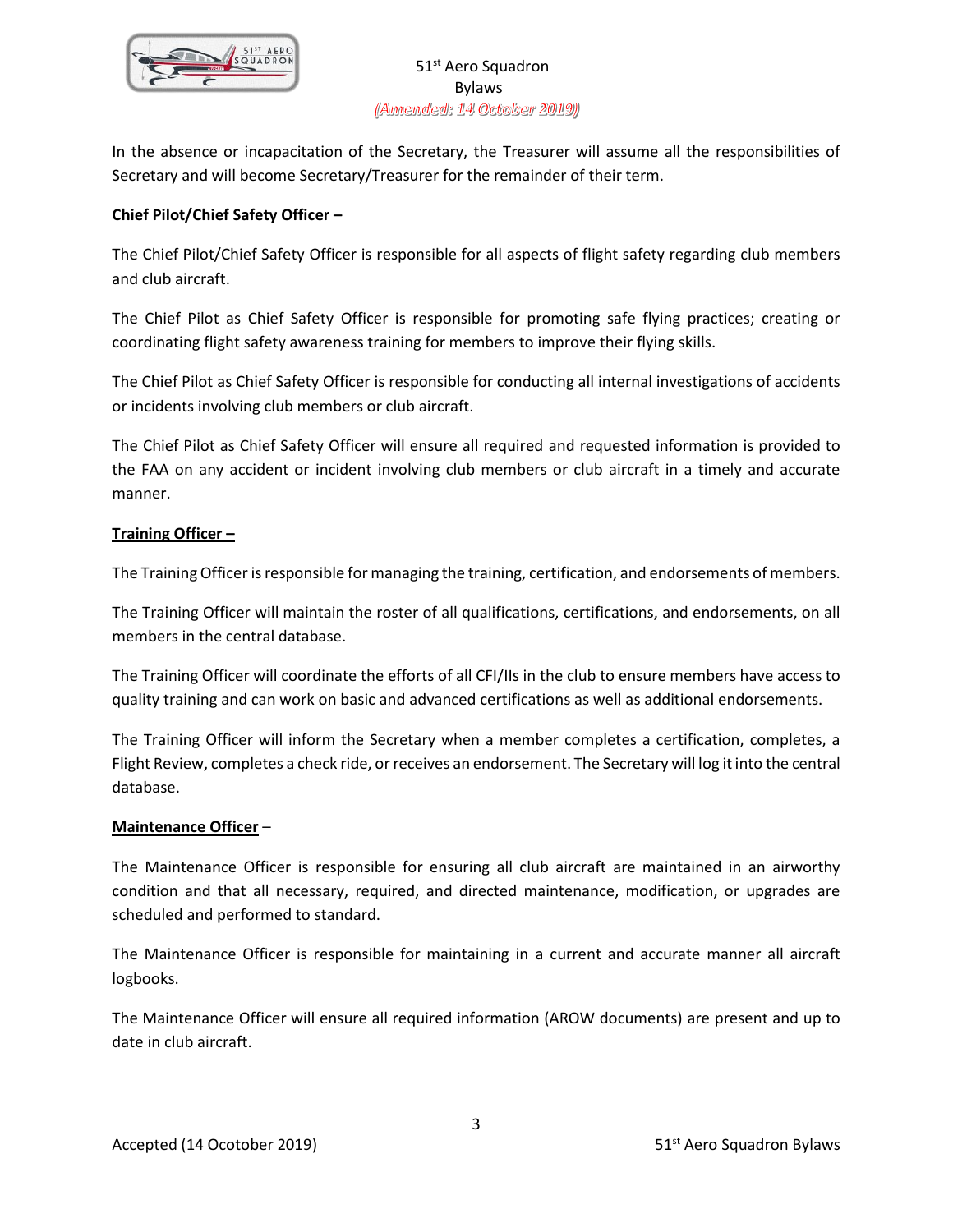In the absence or incapacitation of the Secretary, the Treasurer will assume all the responsibilities of Secretary and will become Secretary/Treasurer for the remainder of their term.

**Chief Pilot/Chief Safety Officer –**

The Chief Pilot/Chief Safety Officer is responsible for all aspects of flight safety regarding club members and club aircraft.

The Chief Pilot as Chief Safety Officer is responsible for promoting safe flying practices; creating or coordinating flight safety awareness training for members to improve their flying skills.

The Chief Pilot as Chief Safety Officer is responsible for conducting all internal investigations of accidents or incidents involving club members or club aircraft.

The Chief Pilot as Chief Safety Officer will ensure all required and requested information is provided to the FAA on any accident or incident involving club members or club aircraft in a timely and accurate manner.

**Training Officer –**

The Training Officer is responsible for managing the training, certification, and endorsements of members.

The Training Officer will maintain the roster of all qualifications, certifications, and endorsements, on all members in the central database.

The Training Officer will coordinate the efforts of all CFI/IIs in the club to ensure members have access to quality training and can work on basic and advanced certifications as well as additional endorsements.

The Training Officer will inform the Secretary when a member completes a certification, completes, a Flight Review, completes a check ride, or receives an endorsement. The Secretary will log it into the central database.

**Maintenance Officer** –

The Maintenance Officer is responsible for ensuring all club aircraft are maintained in an airworthy condition and that all necessary, required, and directed maintenance, modification, or upgrades are scheduled and performed to standard.

The Maintenance Officer is responsible for maintaining in a current and accurate manner all aircraft logbooks.

The Maintenance Officer will ensure all required information (AROW documents) are present and up to date in club aircraft.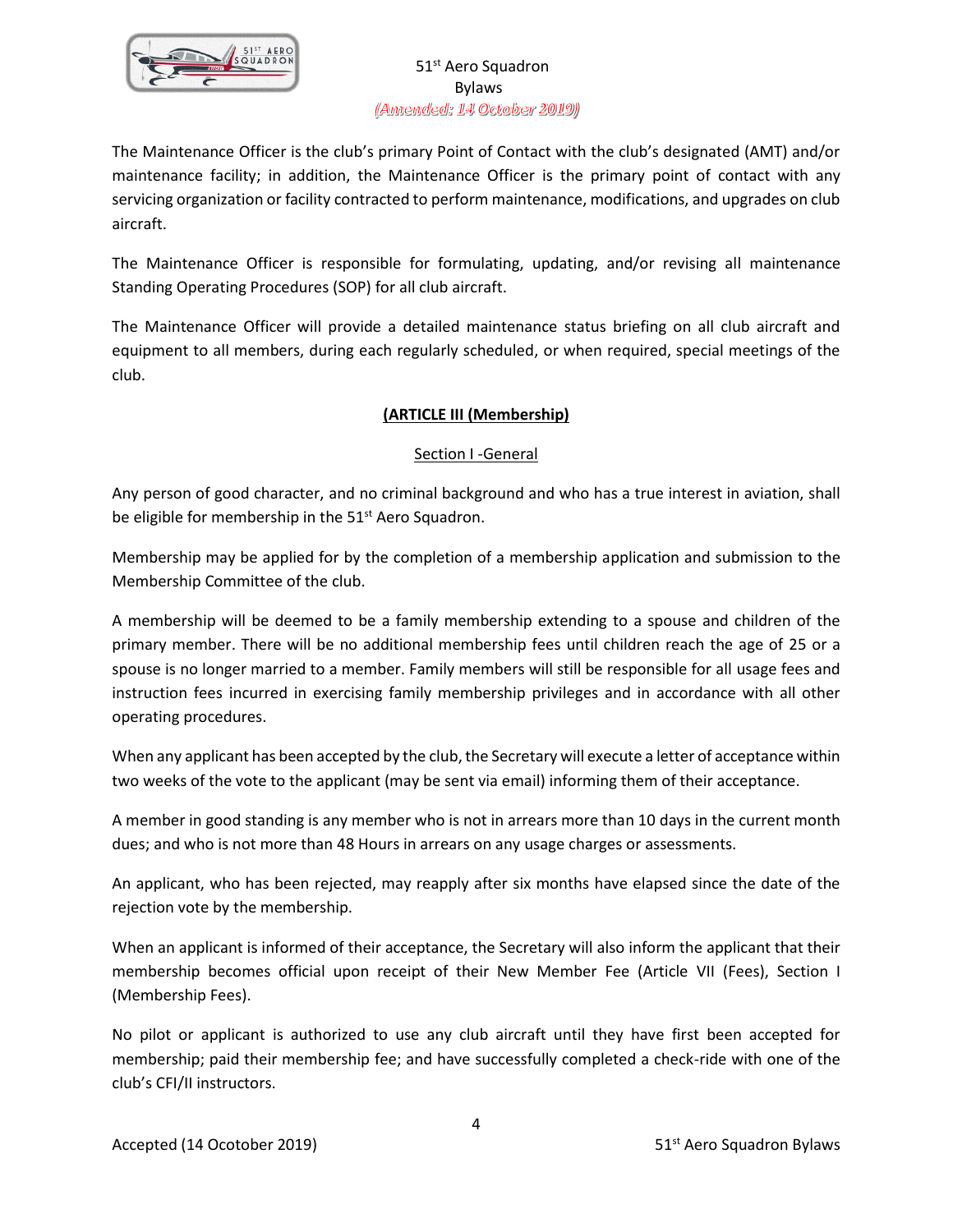The Maintenance Officer is the club's primary Point of Contact with the club's designated (AMT) and/or maintenance facility; in addition, the Maintenance Officer is the primary point of contact with any servicing organization or facility contracted to perform maintenance, modifications, and upgrades on club aircraft.

The Maintenance Officer is responsible for formulating, updating, and/or revising all maintenance Standing Operating Procedures (SOP) for all club aircraft.

The Maintenance Officer will provide a detailed maintenance status briefing on all club aircraft and equipment to all members, during each regularly scheduled, or when required, special meetings of the club.

## (ARTICLE III (Membership)

### Section I -General

Any person of good character, and no criminal background and who has a true interest in aviation, shall be eligible for membership in the 51st Aero Squadron.

Membership may be applied for by the completion of a membership application and submission to the Membership Committee of the club.

A membership will be deemed to be a family membership extending to a spouse and children of the primary member. There will be no additional membership fees until children reach the age of 25 or a spouse is no longer married to a member. Family members will still be responsible for all usage fees and instruction fees incurred in exercising family membership privileges and in accordance with all other operating procedures.

When any applicant has been accepted by the club, the Secretary will execute a letter of acceptance within two weeks of the vote to the applicant (may be sent via email) informing them of their acceptance.

A member in good standing is any member who is not in arrears more than 10 days in the current month dues; and who is not more than 48 Hours in arrears on any usage charges or assessments.

An applicant, who has been rejected, may reapply after six months have elapsed since the date of the rejection vote by the membership.

When an applicant is informed of their acceptance, the Secretary will also inform the applicant that their membership becomes official upon receipt of their New Member Fee (Article VII (Fees), Section I (Membership Fees).

No pilot or applicant is authorized to use any club aircraft until they have first been accepted for membership; paid their membership fee; and have successfully completed a check-ride with one of the club's CFI/II instructors.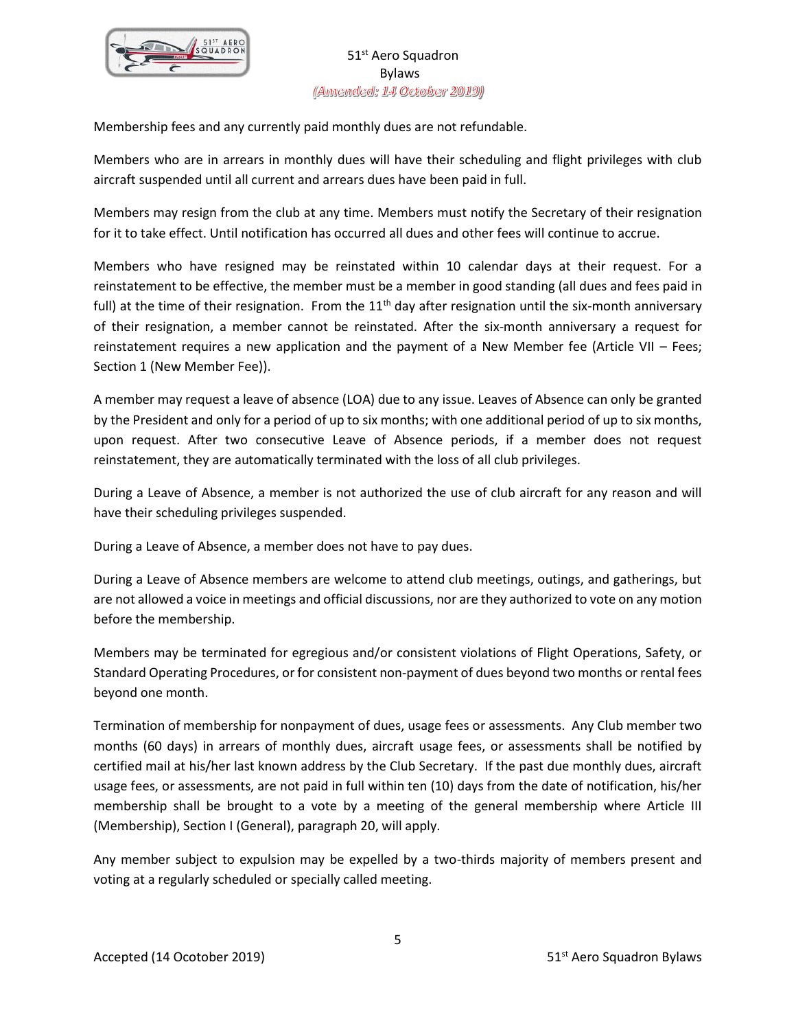Membership fees and any currently paid monthly dues are not refundable.

Members who are in arrears in monthly dues will have their scheduling and flight privileges with club aircraft suspended until all current and arrears dues have been paid in full.

Members may resign from the club at any time. Members must notify the Secretary of their resignation for it to take effect. Until notification has occurred all dues and other fees will continue to accrue.

Members who have resigned may be reinstated within 10 calendar days at their request. For a reinstatement to be effective, the member must be a member in good standing (all dues and fees paid in full) at the time of their resignation. From the 11th day after resignation until the six-month anniversary of their resignation, a member cannot be reinstated. After the six-month anniversary a request for reinstatement requires a new application and the payment of a New Member fee (Article VII – Fees; Section 1 (New Member Fee)).

A member may request a leave of absence (LOA) due to any issue. Leaves of Absence can only be granted by the President and only for a period of up to six months; with one additional period of up to six months, upon request. After two consecutive Leave of Absence periods, if a member does not request reinstatement, they are automatically terminated with the loss of all club privileges.

During a Leave of Absence, a member is not authorized the use of club aircraft for any reason and will have their scheduling privileges suspended.

During a Leave of Absence, a member does not have to pay dues.

During a Leave of Absence members are welcome to attend club meetings, outings, and gatherings, but are not allowed a voice in meetings and official discussions, nor are they authorized to vote on any motion before the membership.

Members may be terminated for egregious and/or consistent violations of Flight Operations, Safety, or Standard Operating Procedures, or for consistent non-payment of dues beyond two months or rental fees beyond one month.

Termination of membership for nonpayment of dues, usage fees or assessments. Any Club member two months (60 days) in arrears of monthly dues, aircraft usage fees, or assessments shall be notified by certified mail at his/her last known address by the Club Secretary. If the past due monthly dues, aircraft usage fees, or assessments, are not paid in full within ten (10) days from the date of notification, his/her membership shall be brought to a vote by a meeting of the general membership where Article III (Membership), Section I (General), paragraph 20, will apply.

Any member subject to expulsion may be expelled by a two-thirds majority of members present and voting at a regularly scheduled or specially called meeting.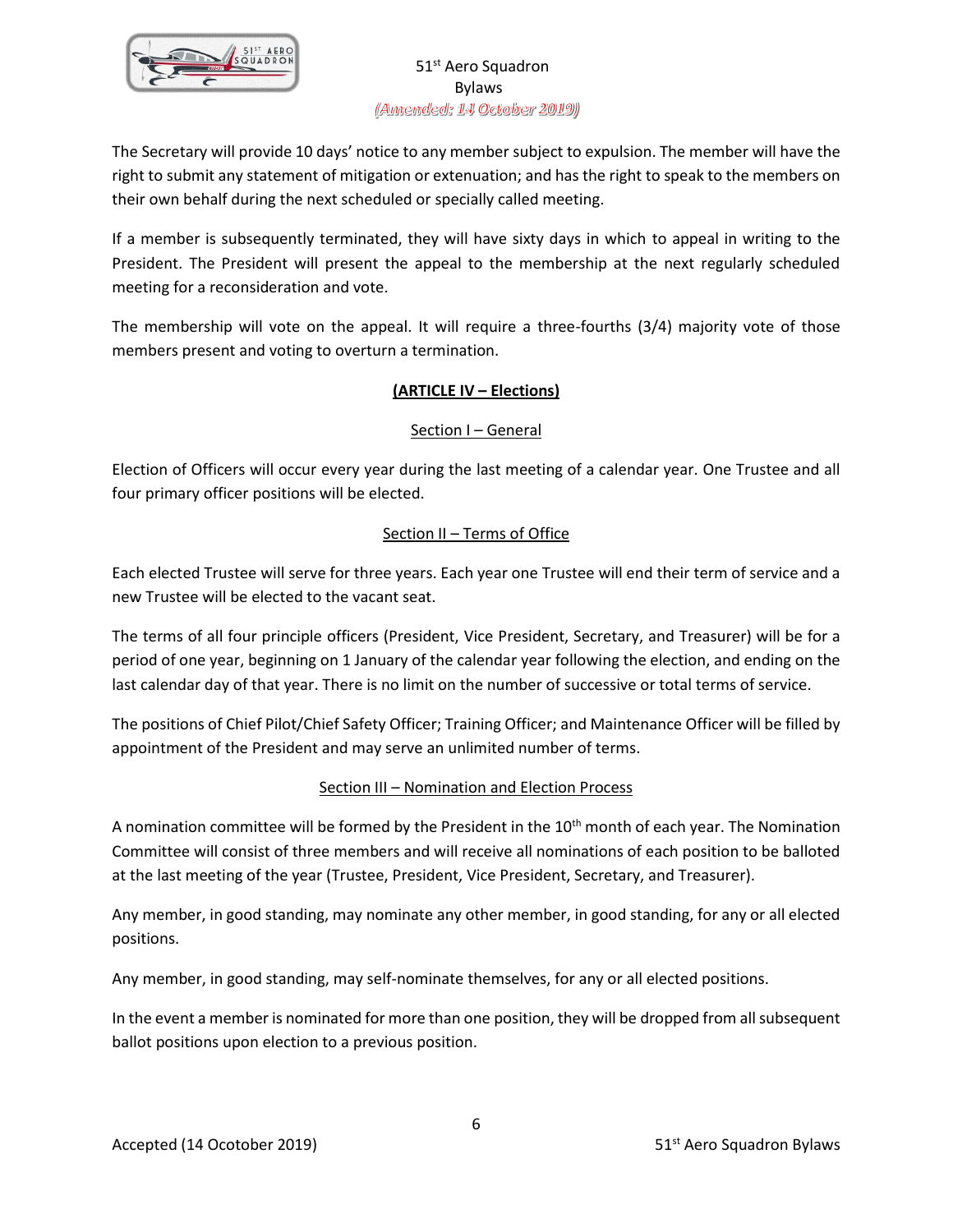The Secretary will provide 10 days' notice to any member subject to expulsion. The member will have the right to submit any statement of mitigation or extenuation; and has the right to speak to the members on their own behalf during the next scheduled or specially called meeting.

If a member is subsequently terminated, they will have sixty days in which to appeal in writing to the President. The President will present the appeal to the membership at the next regularly scheduled meeting for a reconsideration and vote.

The membership will vote on the appeal. It will require a three-fourths (3/4) majority vote of those members present and voting to overturn a termination.

## (ARTICLE IV – Elections)

### Section I – General

Election of Officers will occur every year during the last meeting of a calendar year. One Trustee and all four primary officer positions will be elected.

### Section II – Terms of Office

Each elected Trustee will serve for three years. Each year one Trustee will end their term of service and a new Trustee will be elected to the vacant seat.

The terms of all four principle officers (President, Vice President, Secretary, and Treasurer) will be for a period of one year, beginning on 1 January of the calendar year following the election, and ending on the last calendar day of that year. There is no limit on the number of successive or total terms of service.

The positions of Chief Pilot/Chief Safety Officer; Training Officer; and Maintenance Officer will be filled by appointment of the President and may serve an unlimited number of terms.

### Section III – Nomination and Election Process

A nomination committee will be formed by the President in the 10th month of each year. The Nomination Committee will consist of three members and will receive all nominations of each position to be balloted at the last meeting of the year (Trustee, President, Vice President, Secretary, and Treasurer).

Any member, in good standing, may nominate any other member, in good standing, for any or all elected positions.

Any member, in good standing, may self-nominate themselves, for any or all elected positions.

In the event a member is nominated for more than one position, they will be dropped from all subsequent ballot positions upon election to a previous position.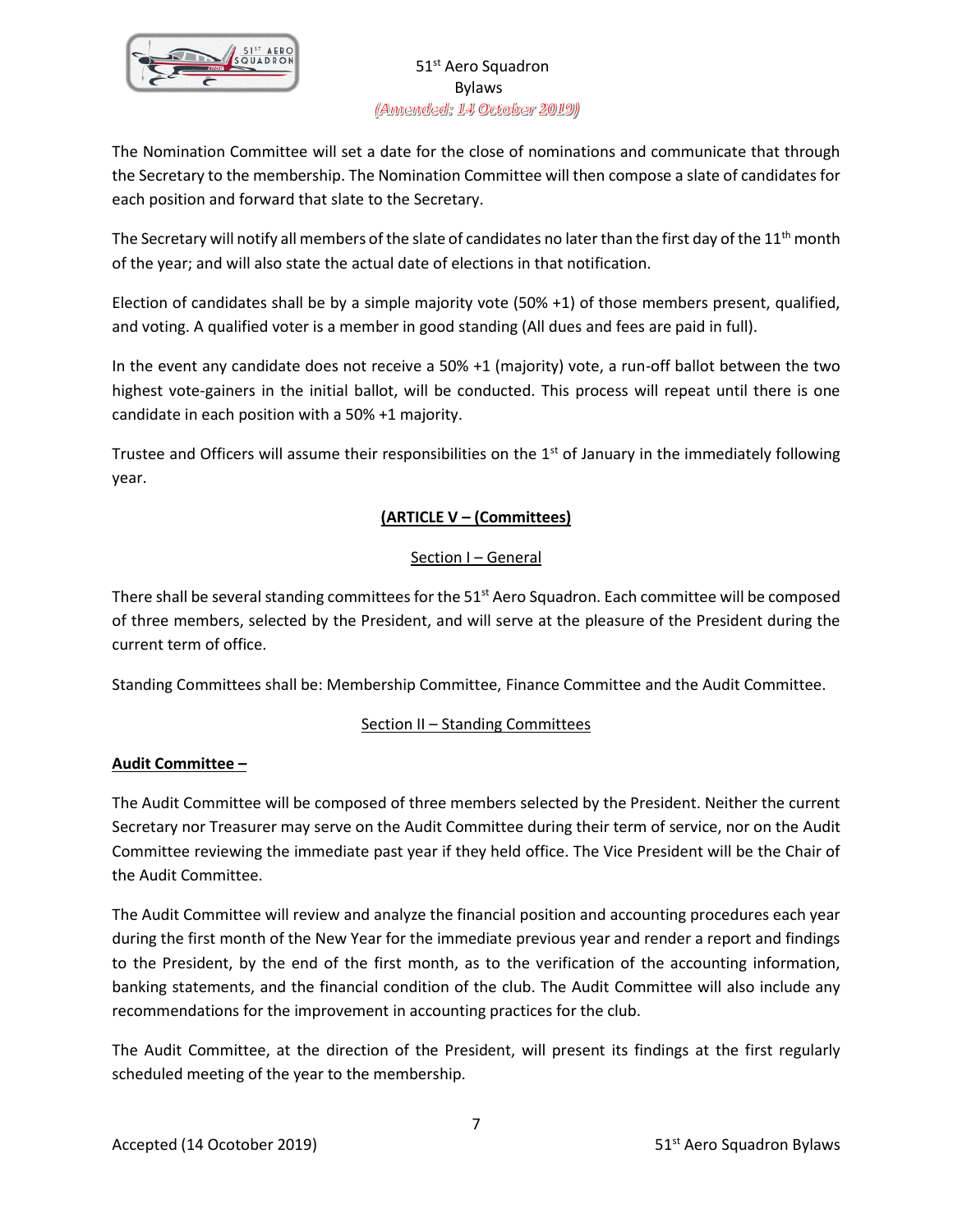The Nomination Committee will set a date for the close of nominations and communicate that through the Secretary to the membership. The Nomination Committee will then compose a slate of candidates for each position and forward that slate to the Secretary.

The Secretary will notify all members of the slate of candidates no later than the first day of the 11th month of the year; and will also state the actual date of elections in that notification.

Election of candidates shall be by a simple majority vote (50% +1) of those members present, qualified, and voting. A qualified voter is a member in good standing (All dues and fees are paid in full).

In the event any candidate does not receive a 50% +1 (majority) vote, a run-off ballot between the two highest vote-gainers in the initial ballot, will be conducted. This process will repeat until there is one candidate in each position with a 50% +1 majority.

Trustee and Officers will assume their responsibilities on the 1st of January in the immediately following year.

## (ARTICLE V – (Committees)

### Section I – General

There shall be several standing committees for the 51st Aero Squadron. Each committee will be composed of three members, selected by the President, and will serve at the pleasure of the President during the current term of office.

Standing Committees shall be: Membership Committee, Finance Committee and the Audit Committee.

### Section II – Standing Committees

**Audit Committee –**

The Audit Committee will be composed of three members selected by the President. Neither the current Secretary nor Treasurer may serve on the Audit Committee during their term of service, nor on the Audit Committee reviewing the immediate past year if they held office. The Vice President will be the Chair of the Audit Committee.

The Audit Committee will review and analyze the financial position and accounting procedures each year during the first month of the New Year for the immediate previous year and render a report and findings to the President, by the end of the first month, as to the verification of the accounting information, banking statements, and the financial condition of the club. The Audit Committee will also include any recommendations for the improvement in accounting practices for the club.

The Audit Committee, at the direction of the President, will present its findings at the first regularly scheduled meeting of the year to the membership.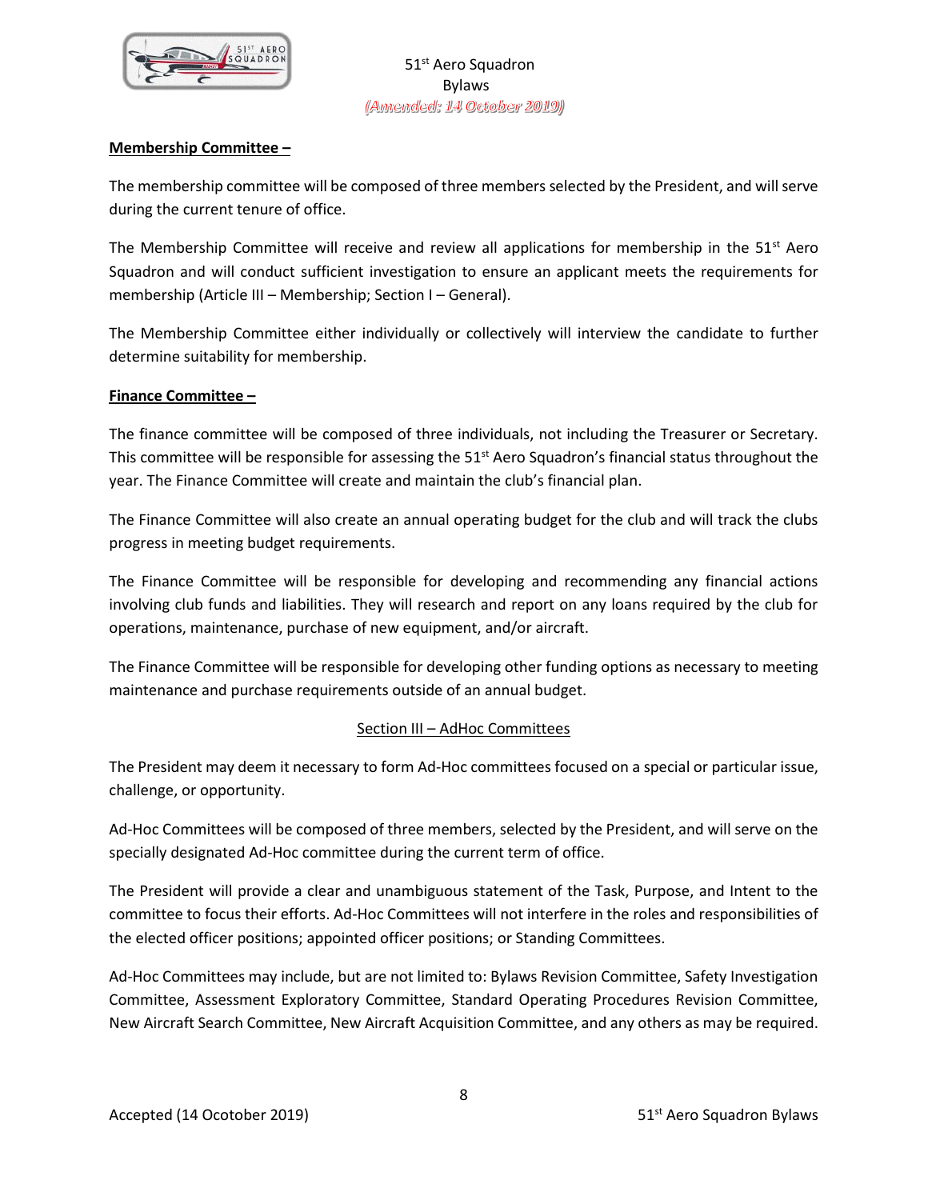**Membership Committee –**

The membership committee will be composed of three members selected by the President, and will serve during the current tenure of office.

The Membership Committee will receive and review all applications for membership in the 51st Aero Squadron and will conduct sufficient investigation to ensure an applicant meets the requirements for membership (Article III – Membership; Section I – General).

The Membership Committee either individually or collectively will interview the candidate to further determine suitability for membership.

**Finance Committee –**

The finance committee will be composed of three individuals, not including the Treasurer or Secretary. This committee will be responsible for assessing the 51st Aero Squadron's financial status throughout the year. The Finance Committee will create and maintain the club's financial plan.

The Finance Committee will also create an annual operating budget for the club and will track the clubs progress in meeting budget requirements.

The Finance Committee will be responsible for developing and recommending any financial actions involving club funds and liabilities. They will research and report on any loans required by the club for operations, maintenance, purchase of new equipment, and/or aircraft.

The Finance Committee will be responsible for developing other funding options as necessary to meeting maintenance and purchase requirements outside of an annual budget.

Section III – AdHoc Committees

The President may deem it necessary to form Ad-Hoc committees focused on a special or particular issue, challenge, or opportunity.

Ad-Hoc Committees will be composed of three members, selected by the President, and will serve on the specially designated Ad-Hoc committee during the current term of office.

The President will provide a clear and unambiguous statement of the Task, Purpose, and Intent to the committee to focus their efforts. Ad-Hoc Committees will not interfere in the roles and responsibilities of the elected officer positions; appointed officer positions; or Standing Committees.

Ad-Hoc Committees may include, but are not limited to: Bylaws Revision Committee, Safety Investigation Committee, Assessment Exploratory Committee, Standard Operating Procedures Revision Committee, New Aircraft Search Committee, New Aircraft Acquisition Committee, and any others as may be required.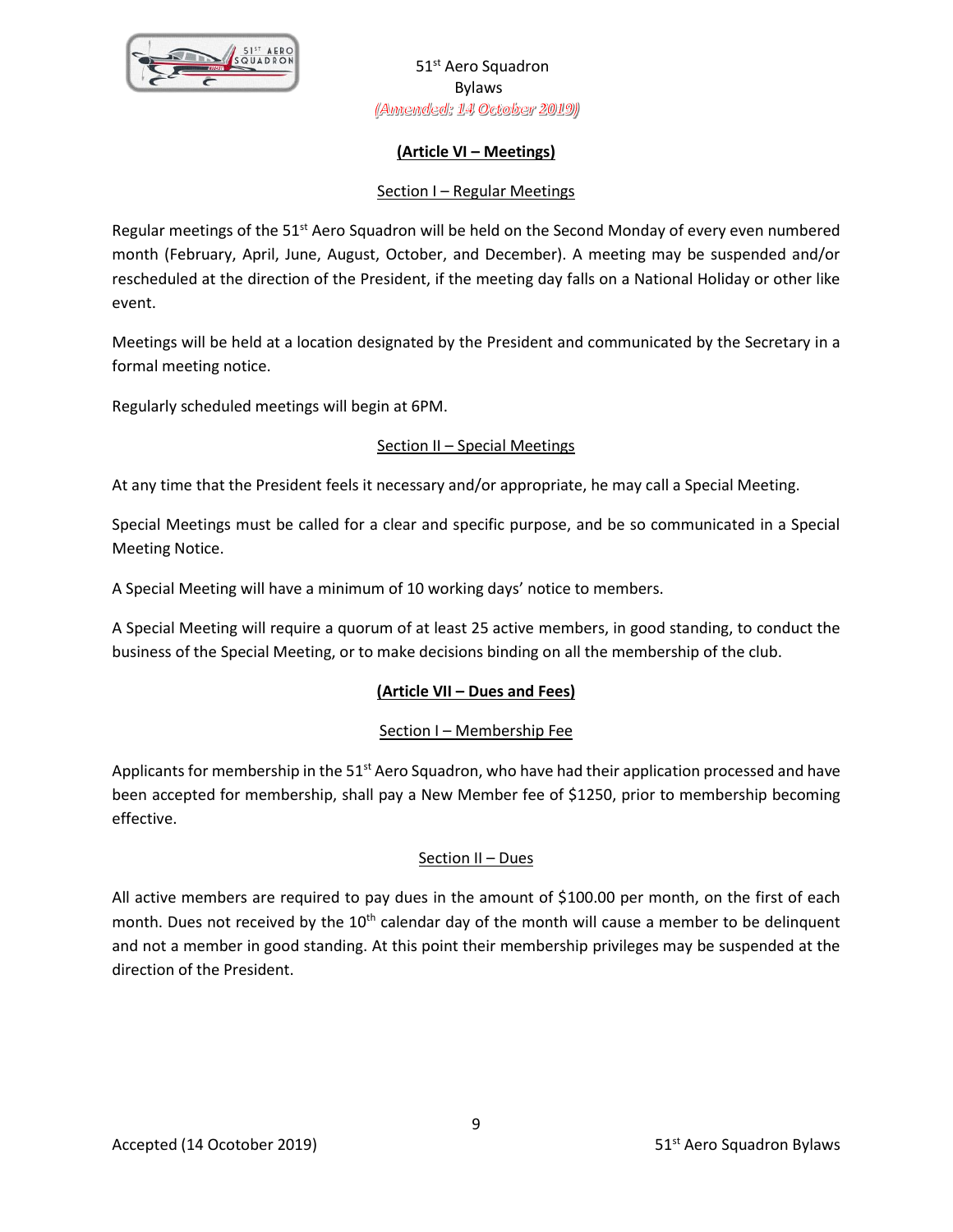## (Article VI – Meetings)

### Section I – Regular Meetings

Regular meetings of the 51st Aero Squadron will be held on the Second Monday of every even numbered month (February, April, June, August, October, and December). A meeting may be suspended and/or rescheduled at the direction of the President, if the meeting day falls on a National Holiday or other like event.

Meetings will be held at a location designated by the President and communicated by the Secretary in a formal meeting notice.

Regularly scheduled meetings will begin at 6PM.

### Section II – Special Meetings

At any time that the President feels it necessary and/or appropriate, he may call a Special Meeting.

Special Meetings must be called for a clear and specific purpose, and be so communicated in a Special Meeting Notice.

A Special Meeting will have a minimum of 10 working days' notice to members.

A Special Meeting will require a quorum of at least 25 active members, in good standing, to conduct the business of the Special Meeting, or to make decisions binding on all the membership of the club.

## (Article VII – Dues and Fees)

### Section I – Membership Fee

Applicants for membership in the 51st Aero Squadron, who have had their application processed and have been accepted for membership, shall pay a New Member fee of $1250, prior to membership becoming effective.

### Section II – Dues

All active members are required to pay dues in the amount of $100.00 per month, on the first of each month. Dues not received by the 10th calendar day of the month will cause a member to be delinquent and not a member in good standing. At this point their membership privileges may be suspended at the direction of the President.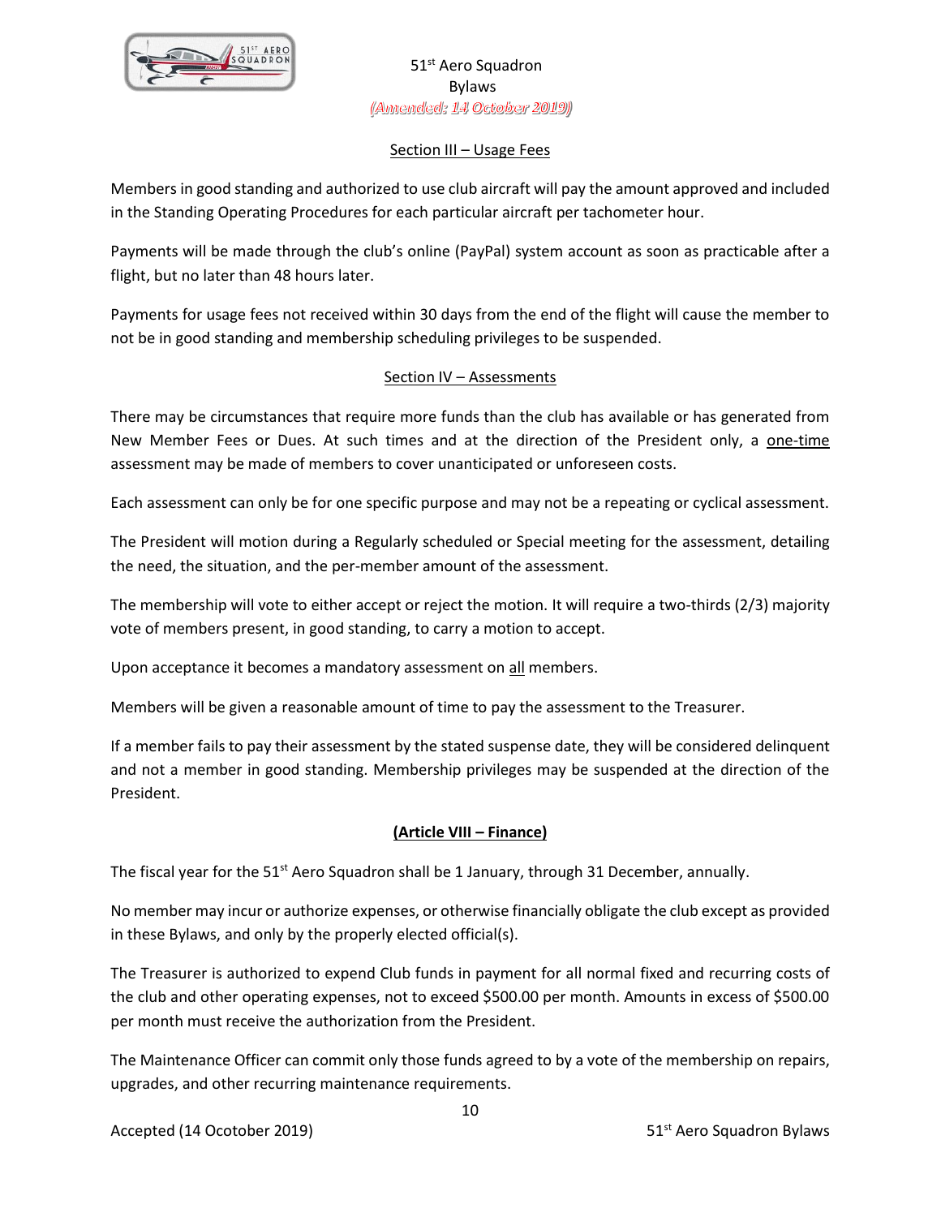### Section III – Usage Fees

Members in good standing and authorized to use club aircraft will pay the amount approved and included in the Standing Operating Procedures for each particular aircraft per tachometer hour.

Payments will be made through the club's online (PayPal) system account as soon as practicable after a flight, but no later than 48 hours later.

Payments for usage fees not received within 30 days from the end of the flight will cause the member to not be in good standing and membership scheduling privileges to be suspended.

### Section IV – Assessments

There may be circumstances that require more funds than the club has available or has generated from New Member Fees or Dues. At such times and at the direction of the President only, a one-time assessment may be made of members to cover unanticipated or unforeseen costs.

Each assessment can only be for one specific purpose and may not be a repeating or cyclical assessment.

The President will motion during a Regularly scheduled or Special meeting for the assessment, detailing the need, the situation, and the per-member amount of the assessment.

The membership will vote to either accept or reject the motion. It will require a two-thirds (2/3) majority vote of members present, in good standing, to carry a motion to accept.

Upon acceptance it becomes a mandatory assessment on all members.

Members will be given a reasonable amount of time to pay the assessment to the Treasurer.

If a member fails to pay their assessment by the stated suspense date, they will be considered delinquent and not a member in good standing. Membership privileges may be suspended at the direction of the President.

## (Article VIII – Finance)

The fiscal year for the 51st Aero Squadron shall be 1 January, through 31 December, annually.

No member may incur or authorize expenses, or otherwise financially obligate the club except as provided in these Bylaws, and only by the properly elected official(s).

The Treasurer is authorized to expend Club funds in payment for all normal fixed and recurring costs of the club and other operating expenses, not to exceed $500.00 per month. Amounts in excess of $500.00 per month must receive the authorization from the President.

The Maintenance Officer can commit only those funds agreed to by a vote of the membership on repairs, upgrades, and other recurring maintenance requirements.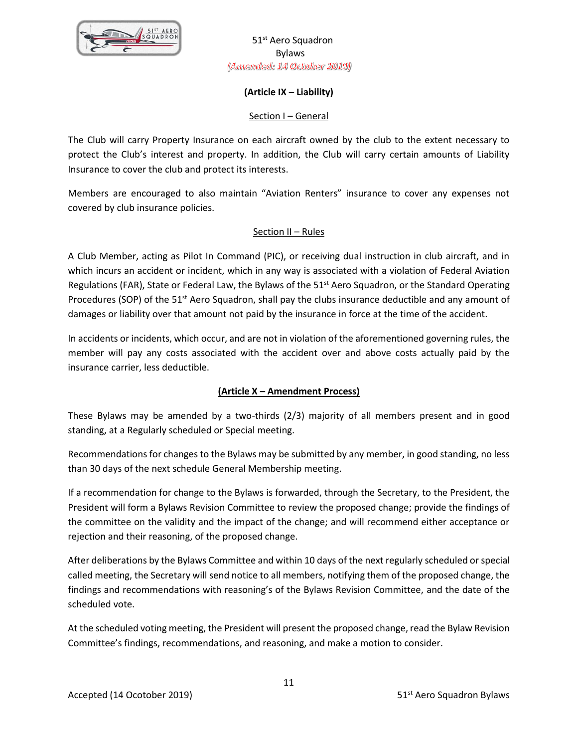## (Article IX – Liability)

### Section I – General

The Club will carry Property Insurance on each aircraft owned by the club to the extent necessary to protect the Club's interest and property. In addition, the Club will carry certain amounts of Liability Insurance to cover the club and protect its interests.

Members are encouraged to also maintain "Aviation Renters" insurance to cover any expenses not covered by club insurance policies.

### Section II – Rules

A Club Member, acting as Pilot In Command (PIC), or receiving dual instruction in club aircraft, and in which incurs an accident or incident, which in any way is associated with a violation of Federal Aviation Regulations (FAR), State or Federal Law, the Bylaws of the 51st Aero Squadron, or the Standard Operating Procedures (SOP) of the 51st Aero Squadron, shall pay the clubs insurance deductible and any amount of damages or liability over that amount not paid by the insurance in force at the time of the accident.

In accidents or incidents, which occur, and are not in violation of the aforementioned governing rules, the member will pay any costs associated with the accident over and above costs actually paid by the insurance carrier, less deductible.

## (Article X – Amendment Process)

These Bylaws may be amended by a two-thirds (2/3) majority of all members present and in good standing, at a Regularly scheduled or Special meeting.

Recommendations for changes to the Bylaws may be submitted by any member, in good standing, no less than 30 days of the next schedule General Membership meeting.

If a recommendation for change to the Bylaws is forwarded, through the Secretary, to the President, the President will form a Bylaws Revision Committee to review the proposed change; provide the findings of the committee on the validity and the impact of the change; and will recommend either acceptance or rejection and their reasoning, of the proposed change.

After deliberations by the Bylaws Committee and within 10 days of the next regularly scheduled or special called meeting, the Secretary will send notice to all members, notifying them of the proposed change, the findings and recommendations with reasoning's of the Bylaws Revision Committee, and the date of the scheduled vote.

At the scheduled voting meeting, the President will present the proposed change, read the Bylaw Revision Committee's findings, recommendations, and reasoning, and make a motion to consider.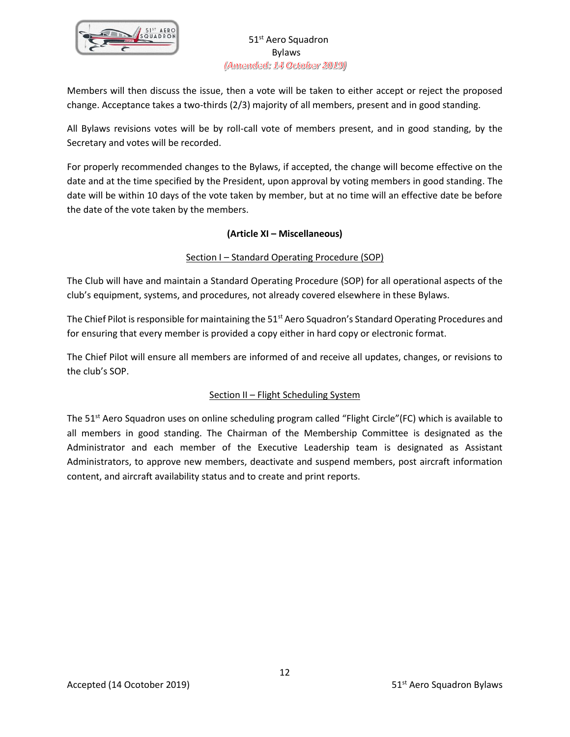Members will then discuss the issue, then a vote will be taken to either accept or reject the proposed change. Acceptance takes a two-thirds (2/3) majority of all members, present and in good standing.

All Bylaws revisions votes will be by roll-call vote of members present, and in good standing, by the Secretary and votes will be recorded.

For properly recommended changes to the Bylaws, if accepted, the change will become effective on the date and at the time specified by the President, upon approval by voting members in good standing. The date will be within 10 days of the vote taken by member, but at no time will an effective date be before the date of the vote taken by the members.

## (Article XI – Miscellaneous)

### Section I – Standard Operating Procedure (SOP)

The Club will have and maintain a Standard Operating Procedure (SOP) for all operational aspects of the club's equipment, systems, and procedures, not already covered elsewhere in these Bylaws.

The Chief Pilot is responsible for maintaining the 51st Aero Squadron's Standard Operating Procedures and for ensuring that every member is provided a copy either in hard copy or electronic format.

The Chief Pilot will ensure all members are informed of and receive all updates, changes, or revisions to the club's SOP.

### Section II – Flight Scheduling System

The 51st Aero Squadron uses on online scheduling program called "Flight Circle"(FC) which is available to all members in good standing. The Chairman of the Membership Committee is designated as the Administrator and each member of the Executive Leadership team is designated as Assistant Administrators, to approve new members, deactivate and suspend members, post aircraft information content, and aircraft availability status and to create and print reports.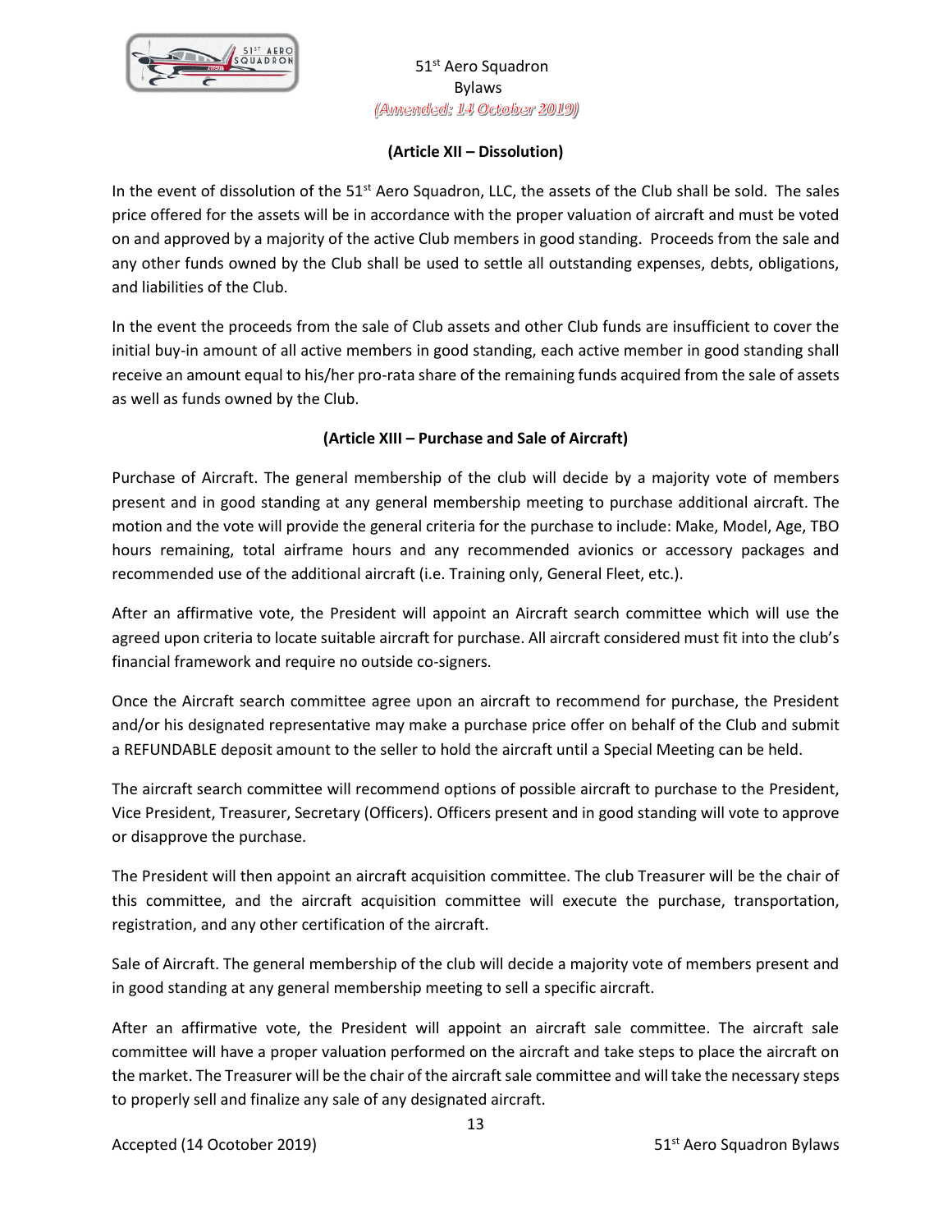### (Article XII – Dissolution)

In the event of dissolution of the 51st Aero Squadron, LLC, the assets of the Club shall be sold. The sales price offered for the assets will be in accordance with the proper valuation of aircraft and must be voted on and approved by a majority of the active Club members in good standing. Proceeds from the sale and any other funds owned by the Club shall be used to settle all outstanding expenses, debts, obligations, and liabilities of the Club.

In the event the proceeds from the sale of Club assets and other Club funds are insufficient to cover the initial buy-in amount of all active members in good standing, each active member in good standing shall receive an amount equal to his/her pro-rata share of the remaining funds acquired from the sale of assets as well as funds owned by the Club.

### (Article XIII – Purchase and Sale of Aircraft)

Purchase of Aircraft. The general membership of the club will decide by a majority vote of members present and in good standing at any general membership meeting to purchase additional aircraft. The motion and the vote will provide the general criteria for the purchase to include: Make, Model, Age, TBO hours remaining, total airframe hours and any recommended avionics or accessory packages and recommended use of the additional aircraft (i.e. Training only, General Fleet, etc.).

After an affirmative vote, the President will appoint an Aircraft search committee which will use the agreed upon criteria to locate suitable aircraft for purchase. All aircraft considered must fit into the club's financial framework and require no outside co-signers.

Once the Aircraft search committee agree upon an aircraft to recommend for purchase, the President and/or his designated representative may make a purchase price offer on behalf of the Club and submit a REFUNDABLE deposit amount to the seller to hold the aircraft until a Special Meeting can be held.

The aircraft search committee will recommend options of possible aircraft to purchase to the President, Vice President, Treasurer, Secretary (Officers). Officers present and in good standing will vote to approve or disapprove the purchase.

The President will then appoint an aircraft acquisition committee. The club Treasurer will be the chair of this committee, and the aircraft acquisition committee will execute the purchase, transportation, registration, and any other certification of the aircraft.

Sale of Aircraft. The general membership of the club will decide a majority vote of members present and in good standing at any general membership meeting to sell a specific aircraft.

After an affirmative vote, the President will appoint an aircraft sale committee. The aircraft sale committee will have a proper valuation performed on the aircraft and take steps to place the aircraft on the market. The Treasurer will be the chair of the aircraft sale committee and will take the necessary steps to properly sell and finalize any sale of any designated aircraft.